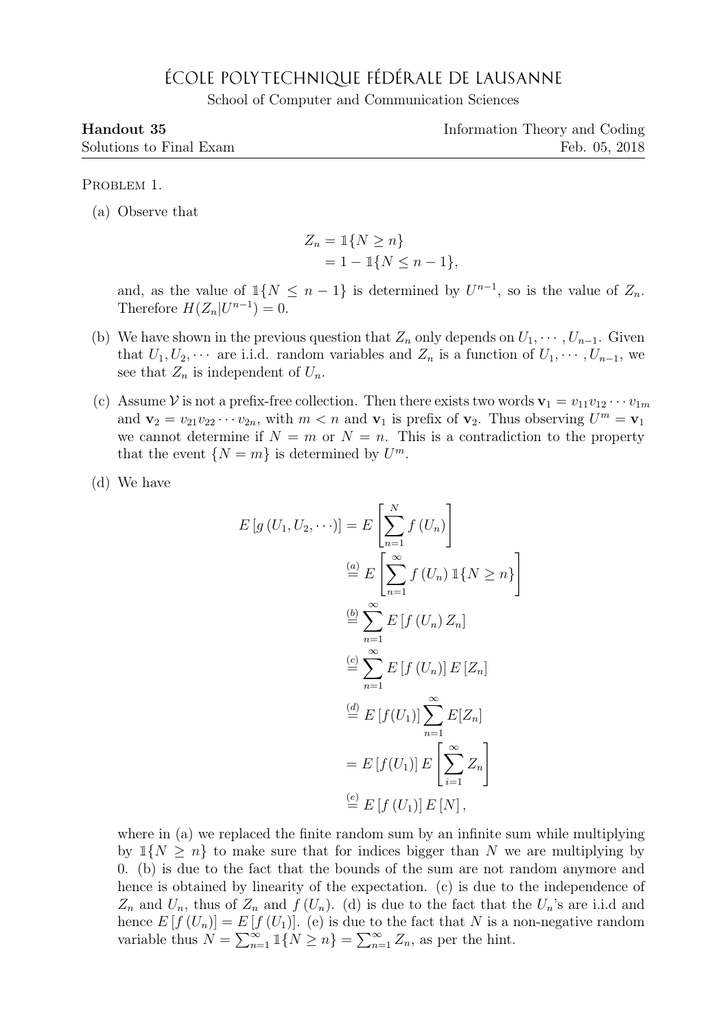# ÉCOLE POLYTECHNIQUE FÉDÉRALE DE LAUSANNE

School of Computer and Communication Sciences

**Handout 35** Information Theory and Coding
Solutions to Final Exam Feb. 05, 2018

PROBLEM 1.

(a) Observe that

$$
\begin{aligned}
Z_n &= \mathbb{1}\{N \geq n\} \\
&= 1 - \mathbb{1}\{N \leq n-1\},
\end{aligned}
$$

and, as the value of $\mathbb{1}\{N \leq n-1\}$ is determined by $U^{n-1}$, so is the value of $Z_n$. Therefore $H(Z_n | U^{n-1}) = 0$.

(b) We have shown in the previous question that $Z_n$ only depends on $U_1, \cdots, U_{n-1}$. Given that $U_1, U_2, \cdots$ are i.i.d. random variables and $Z_n$ is a function of $U_1, \cdots, U_{n-1}$, we see that $Z_n$ is independent of $U_n$.

(c) Assume $\mathcal{V}$ is not a prefix-free collection. Then there exists two words $\mathbf{v}_1 = v_{11}v_{12}\cdots v_{1m}$ and $\mathbf{v}_2 = v_{21}v_{22}\cdots v_{2n}$, with $m < n$ and $\mathbf{v}_1$ is prefix of $\mathbf{v}_2$. Thus observing $U^m = \mathbf{v}_1$ we cannot determine if $N = m$ or $N = n$. This is a contradiction to the property that the event $\{N = m\}$ is determined by $U^m$.

(d) We have

$$
\begin{aligned}
E\left[g\left(U_1, U_2, \cdots\right)\right] &= E\left[\sum_{n=1}^{N} f\left(U_n\right)\right] \\
&\overset{(a)}{=} E\left[\sum_{n=1}^{\infty} f\left(U_n\right) \mathbb{1}\{N \geq n\}\right] \\
&\overset{(b)}{=} \sum_{n=1}^{\infty} E\left[f\left(U_n\right) Z_n\right] \\
&\overset{(c)}{=} \sum_{n=1}^{\infty} E\left[f\left(U_n\right)\right] E\left[Z_n\right] \\
&\overset{(d)}{=} E\left[f(U_1)\right] \sum_{n=1}^{\infty} E[Z_n] \\
&= E\left[f(U_1)\right] E\left[\sum_{i=1}^{\infty} Z_n\right] \\
&\overset{(e)}{=} E\left[f\left(U_1\right)\right] E\left[N\right],
\end{aligned}
$$

where in (a) we replaced the finite random sum by an infinite sum while multiplying by $\mathbb{1}\{N \geq n\}$ to make sure that for indices bigger than $N$ we are multiplying by 0. (b) is due to the fact that the bounds of the sum are not random anymore and hence is obtained by linearity of the expectation. (c) is due to the independence of $Z_n$ and $U_n$, thus of $Z_n$ and $f\left(U_n\right)$. (d) is due to the fact that the $U_n$'s are i.i.d and hence $E\left[f\left(U_n\right)\right] = E\left[f\left(U_1\right)\right]$. (e) is due to the fact that $N$ is a non-negative random variable thus $N = \sum_{n=1}^{\infty} \mathbb{1}\{N \geq n\} = \sum_{n=1}^{\infty} Z_n$, as per the hint.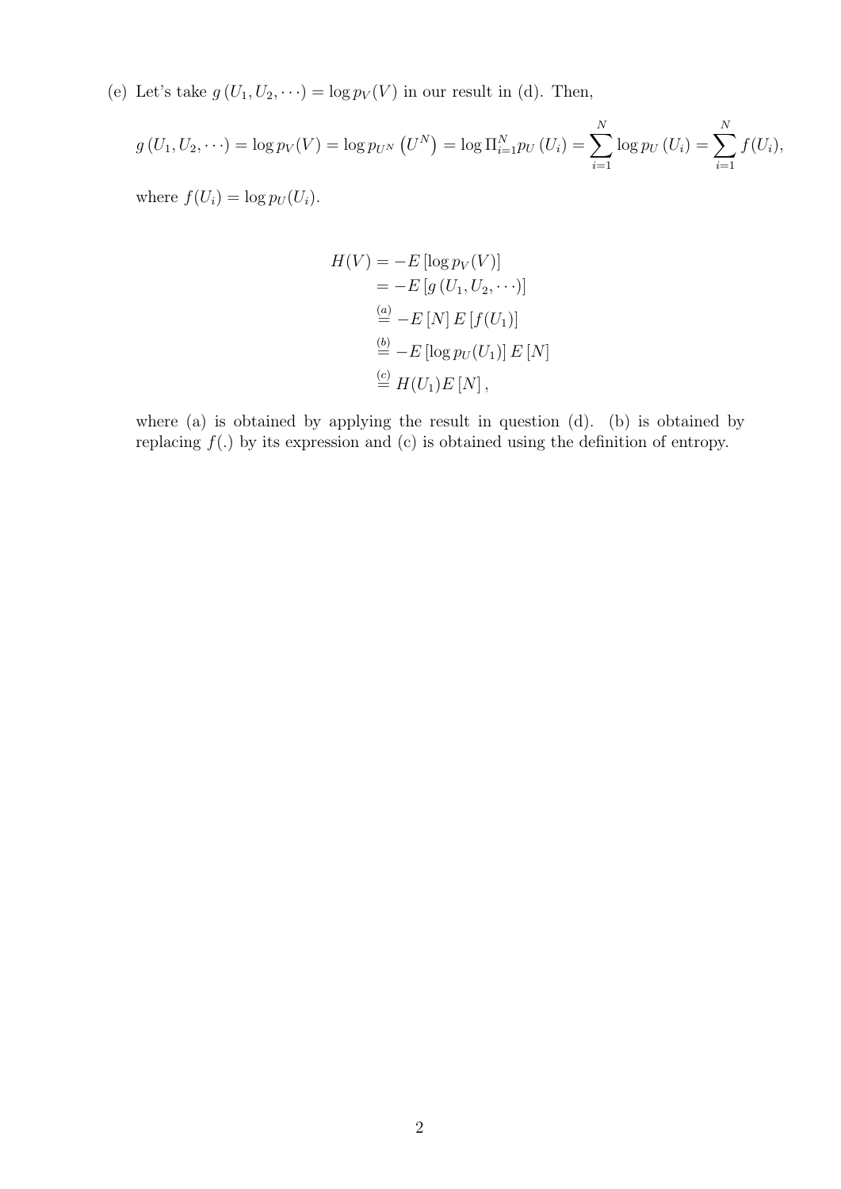(e) Let's take $g(U_1, U_2, \cdots) = \log p_V(V)$ in our result in (d). Then,

$$g(U_1, U_2, \cdots) = \log p_V(V) = \log p_{U^N}\left(U^N\right) = \log \Pi_{i=1}^{N} p_U(U_i) = \sum_{i=1}^{N} \log p_U(U_i) = \sum_{i=1}^{N} f(U_i),$$

where $f(U_i) = \log p_U(U_i)$.

$$
\begin{aligned}
H(V) &= -E\left[\log p_V(V)\right] \\
&= -E\left[g(U_1, U_2, \cdots)\right] \\
&\overset{(a)}{=} -E[N]\, E[f(U_1)] \\
&\overset{(b)}{=} -E\left[\log p_U(U_1)\right] E[N] \\
&\overset{(c)}{=} H(U_1) E[N],
\end{aligned}
$$

where (a) is obtained by applying the result in question (d). (b) is obtained by replacing $f(.)$ by its expression and (c) is obtained using the definition of entropy.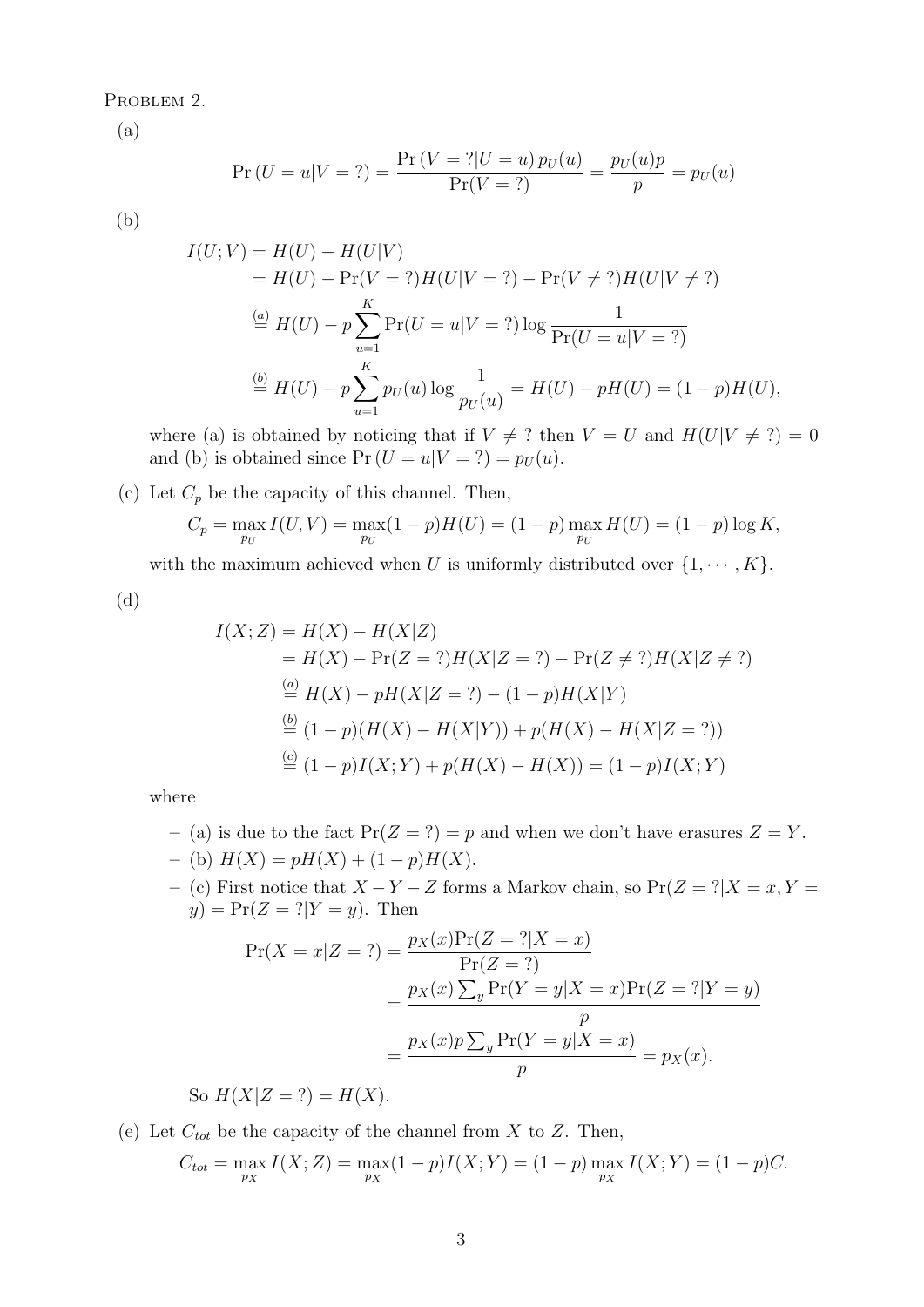Problem 2.

(a)

$$\Pr\left(U = u | V = ?\right) = \frac{\Pr\left(V = ? | U = u\right) p_U(u)}{\Pr(V = ?)} = \frac{p_U(u) p}{p} = p_U(u)$$

(b)

$$\begin{aligned}
I(U;V) &= H(U) - H(U|V) \\
&= H(U) - \Pr(V = ?) H(U|V = ?) - \Pr(V \neq ?) H(U|V \neq ?) \\
&\overset{(a)}{=} H(U) - p \sum_{u=1}^{K} \Pr(U = u|V = ?) \log \frac{1}{\Pr(U = u|V = ?)} \\
&\overset{(b)}{=} H(U) - p \sum_{u=1}^{K} p_U(u) \log \frac{1}{p_U(u)} = H(U) - pH(U) = (1-p)H(U),
\end{aligned}$$

where (a) is obtained by noticing that if $V \neq ?$ then $V = U$ and $H(U|V \neq ?) = 0$ and (b) is obtained since $\Pr\left(U = u | V = ?\right) = p_U(u)$.

(c) Let $C_p$ be the capacity of this channel. Then,

$$C_p = \max_{p_U} I(U,V) = \max_{p_U} (1-p)H(U) = (1-p)\max_{p_U} H(U) = (1-p)\log K,$$

with the maximum achieved when $U$ is uniformly distributed over $\{1, \cdots, K\}$.

(d)

$$\begin{aligned}
I(X;Z) &= H(X) - H(X|Z) \\
&= H(X) - \Pr(Z = ?)H(X|Z = ?) - \Pr(Z \neq ?)H(X|Z \neq ?) \\
&\overset{(a)}{=} H(X) - pH(X|Z = ?) - (1-p)H(X|Y) \\
&\overset{(b)}{=} (1-p)(H(X) - H(X|Y)) + p(H(X) - H(X|Z = ?)) \\
&\overset{(c)}{=} (1-p)I(X;Y) + p(H(X) - H(X)) = (1-p)I(X;Y)
\end{aligned}$$

where

- (a) is due to the fact $\Pr(Z = ?) = p$ and when we don't have erasures $Z = Y$.
- (b) $H(X) = pH(X) + (1-p)H(X)$.
- (c) First notice that $X - Y - Z$ forms a Markov chain, so $\Pr(Z = ?|X = x, Y = y) = \Pr(Z = ?|Y = y)$. Then

$$\begin{aligned}
\Pr(X = x|Z = ?) &= \frac{p_X(x)\Pr(Z = ?|X = x)}{\Pr(Z = ?)} \\
&= \frac{p_X(x)\sum_y \Pr(Y = y|X = x)\Pr(Z = ?|Y = y)}{p} \\
&= \frac{p_X(x) p \sum_y \Pr(Y = y|X = x)}{p} = p_X(x).
\end{aligned}$$

So $H(X|Z = ?) = H(X)$.

(e) Let $C_{tot}$ be the capacity of the channel from $X$ to $Z$. Then,

$$C_{tot} = \max_{p_X} I(X;Z) = \max_{p_X} (1-p)I(X;Y) = (1-p)\max_{p_X} I(X;Y) = (1-p)C.$$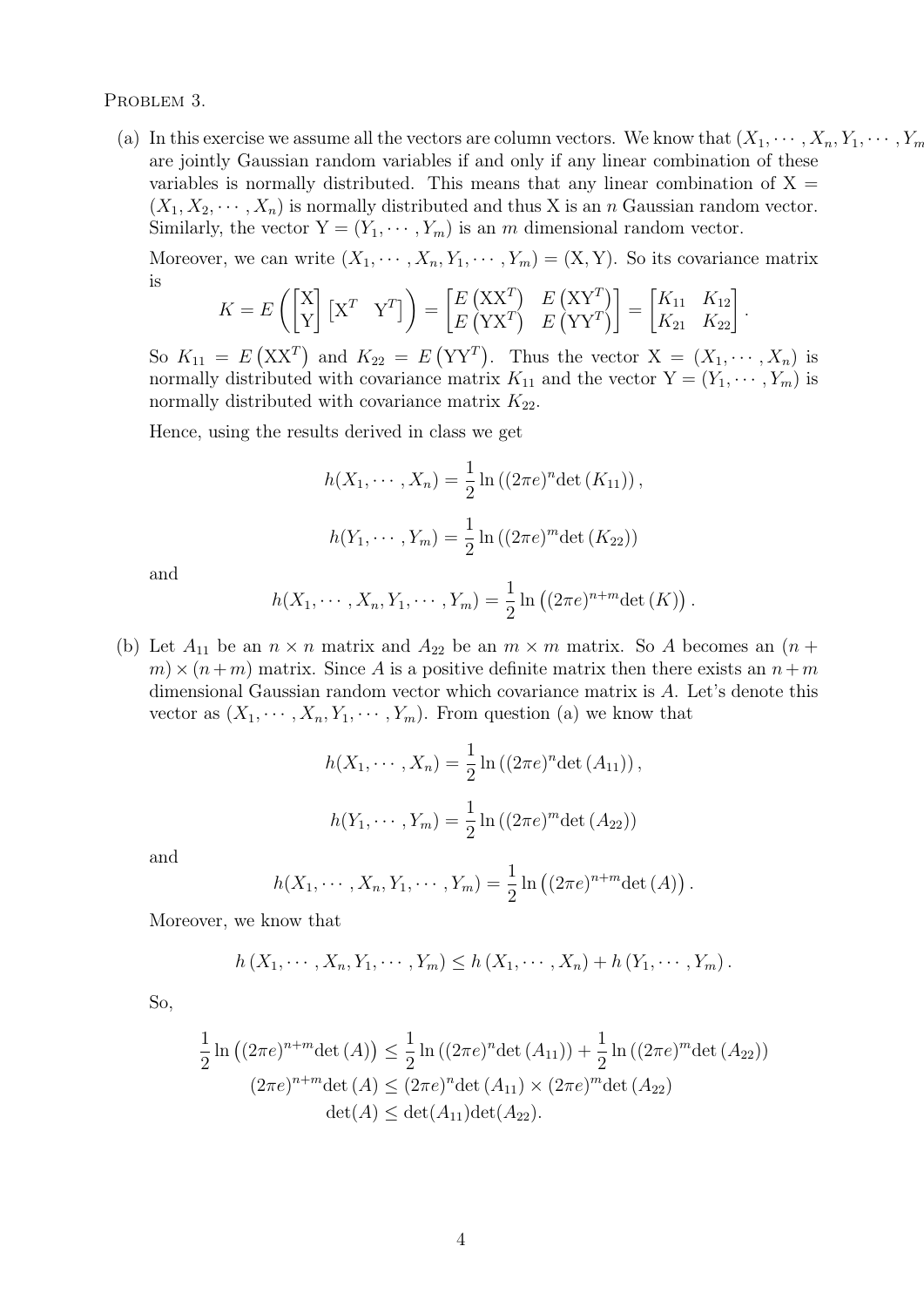PROBLEM 3.

(a) In this exercise we assume all the vectors are column vectors. We know that $(X_1, \cdots, X_n, Y_1, \cdots, Y_m$ are jointly Gaussian random variables if and only if any linear combination of these variables is normally distributed. This means that any linear combination of $\mathrm{X} = (X_1, X_2, \cdots, X_n)$ is normally distributed and thus X is an $n$ Gaussian random vector. Similarly, the vector $\mathrm{Y} = (Y_1, \cdots, Y_m)$ is an $m$ dimensional random vector.

Moreover, we can write $(X_1, \cdots, X_n, Y_1, \cdots, Y_m) = (\mathrm{X}, \mathrm{Y})$. So its covariance matrix is

$$K = E\left(\begin{bmatrix}\mathrm{X}\\ \mathrm{Y}\end{bmatrix}\begin{bmatrix}\mathrm{X}^T & \mathrm{Y}^T\end{bmatrix}\right) = \begin{bmatrix}E\left(\mathrm{X}\mathrm{X}^T\right) & E\left(\mathrm{X}\mathrm{Y}^T\right)\\ E\left(\mathrm{Y}\mathrm{X}^T\right) & E\left(\mathrm{Y}\mathrm{Y}^T\right)\end{bmatrix} = \begin{bmatrix}K_{11} & K_{12}\\ K_{21} & K_{22}\end{bmatrix}.$$

So $K_{11} = E\left(\mathrm{X}\mathrm{X}^T\right)$ and $K_{22} = E\left(\mathrm{Y}\mathrm{Y}^T\right)$. Thus the vector $\mathrm{X} = (X_1, \cdots, X_n)$ is normally distributed with covariance matrix $K_{11}$ and the vector $\mathrm{Y} = (Y_1, \cdots, Y_m)$ is normally distributed with covariance matrix $K_{22}$.

Hence, using the results derived in class we get

$$h(X_1, \cdots, X_n) = \frac{1}{2}\ln\left((2\pi e)^n \det\left(K_{11}\right)\right),$$

$$h(Y_1, \cdots, Y_m) = \frac{1}{2}\ln\left((2\pi e)^m \det\left(K_{22}\right)\right)$$

and

$$h(X_1, \cdots, X_n, Y_1, \cdots, Y_m) = \frac{1}{2}\ln\left((2\pi e)^{n+m} \det\left(K\right)\right).$$

(b) Let $A_{11}$ be an $n \times n$ matrix and $A_{22}$ be an $m \times m$ matrix. So $A$ becomes an $(n+m) \times (n+m)$ matrix. Since $A$ is a positive definite matrix then there exists an $n+m$ dimensional Gaussian random vector which covariance matrix is $A$. Let's denote this vector as $(X_1, \cdots, X_n, Y_1, \cdots, Y_m)$. From question (a) we know that

$$h(X_1, \cdots, X_n) = \frac{1}{2}\ln\left((2\pi e)^n \det\left(A_{11}\right)\right),$$

$$h(Y_1, \cdots, Y_m) = \frac{1}{2}\ln\left((2\pi e)^m \det\left(A_{22}\right)\right)$$

and

$$h(X_1, \cdots, X_n, Y_1, \cdots, Y_m) = \frac{1}{2}\ln\left((2\pi e)^{n+m} \det\left(A\right)\right).$$

Moreover, we know that

$$h\left(X_1, \cdots, X_n, Y_1, \cdots, Y_m\right) \leq h\left(X_1, \cdots, X_n\right) + h\left(Y_1, \cdots, Y_m\right).$$

So,

$$\begin{aligned}
\frac{1}{2}\ln\left((2\pi e)^{n+m} \det\left(A\right)\right) &\leq \frac{1}{2}\ln\left((2\pi e)^n \det\left(A_{11}\right)\right) + \frac{1}{2}\ln\left((2\pi e)^m \det\left(A_{22}\right)\right)\\
(2\pi e)^{n+m} \det\left(A\right) &\leq (2\pi e)^n \det\left(A_{11}\right) \times (2\pi e)^m \det\left(A_{22}\right)\\
\det(A) &\leq \det(A_{11})\det(A_{22}).
\end{aligned}$$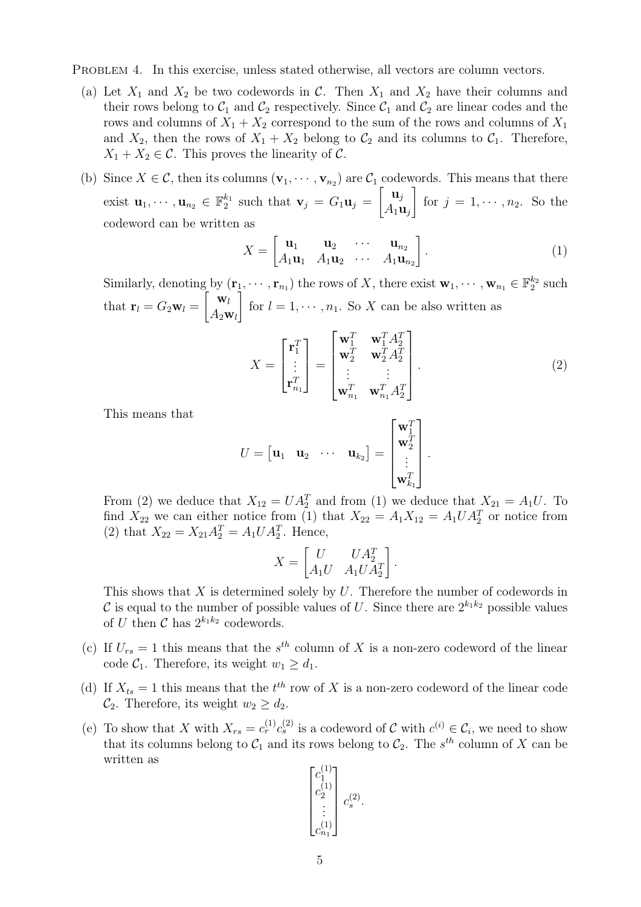PROBLEM 4. In this exercise, unless stated otherwise, all vectors are column vectors.

(a) Let $X_1$ and $X_2$ be two codewords in $\mathcal{C}$. Then $X_1$ and $X_2$ have their columns and their rows belong to $\mathcal{C}_1$ and $\mathcal{C}_2$ respectively. Since $\mathcal{C}_1$ and $\mathcal{C}_2$ are linear codes and the rows and columns of $X_1 + X_2$ correspond to the sum of the rows and columns of $X_1$ and $X_2$, then the rows of $X_1 + X_2$ belong to $\mathcal{C}_2$ and its columns to $\mathcal{C}_1$. Therefore, $X_1 + X_2 \in \mathcal{C}$. This proves the linearity of $\mathcal{C}$.

(b) Since $X \in \mathcal{C}$, then its columns $(\mathbf{v}_1, \cdots, \mathbf{v}_{n_2})$ are $\mathcal{C}_1$ codewords. This means that there exist $\mathbf{u}_1, \cdots, \mathbf{u}_{n_2} \in \mathbb{F}_2^{k_1}$ such that $\mathbf{v}_j = G_1 \mathbf{u}_j = \begin{bmatrix} \mathbf{u}_j \\ A_1 \mathbf{u}_j \end{bmatrix}$ for $j = 1, \cdots, n_2$. So the codeword can be written as

$$X = \begin{bmatrix} \mathbf{u}_1 & \mathbf{u}_2 & \cdots & \mathbf{u}_{n_2} \\ A_1\mathbf{u}_1 & A_1\mathbf{u}_2 & \cdots & A_1\mathbf{u}_{n_2} \end{bmatrix}. \tag{1}$$

Similarly, denoting by $(\mathbf{r}_1, \cdots, \mathbf{r}_{n_1})$ the rows of $X$, there exist $\mathbf{w}_1, \cdots, \mathbf{w}_{n_1} \in \mathbb{F}_2^{k_2}$ such that $\mathbf{r}_l = G_2 \mathbf{w}_l = \begin{bmatrix} \mathbf{w}_l \\ A_2 \mathbf{w}_l \end{bmatrix}$ for $l = 1, \cdots, n_1$. So $X$ can be also written as

$$X = \begin{bmatrix} \mathbf{r}_1^T \\ \vdots \\ \mathbf{r}_{n_1}^T \end{bmatrix} = \begin{bmatrix} \mathbf{w}_1^T & \mathbf{w}_1^T A_2^T \\ \mathbf{w}_2^T & \mathbf{w}_2^T A_2^T \\ \vdots & \vdots \\ \mathbf{w}_{n_1}^T & \mathbf{w}_{n_1}^T A_2^T \end{bmatrix}. \tag{2}$$

This means that

$$U = \begin{bmatrix} \mathbf{u}_1 & \mathbf{u}_2 & \cdots & \mathbf{u}_{k_2} \end{bmatrix} = \begin{bmatrix} \mathbf{w}_1^T \\ \mathbf{w}_2^T \\ \vdots \\ \mathbf{w}_{k_1}^T \end{bmatrix}.$$

From (2) we deduce that $X_{12} = UA_2^T$ and from (1) we deduce that $X_{21} = A_1 U$. To find $X_{22}$ we can either notice from (1) that $X_{22} = A_1 X_{12} = A_1 U A_2^T$ or notice from (2) that $X_{22} = X_{21} A_2^T = A_1 U A_2^T$. Hence,

$$X = \begin{bmatrix} U & UA_2^T \\ A_1 U & A_1 U A_2^T \end{bmatrix}.$$

This shows that $X$ is determined solely by $U$. Therefore the number of codewords in $\mathcal{C}$ is equal to the number of possible values of $U$. Since there are $2^{k_1 k_2}$ possible values of $U$ then $\mathcal{C}$ has $2^{k_1 k_2}$ codewords.

(c) If $U_{rs} = 1$ this means that the $s^{th}$ column of $X$ is a non-zero codeword of the linear code $\mathcal{C}_1$. Therefore, its weight $w_1 \geq d_1$.

(d) If $X_{ts} = 1$ this means that the $t^{th}$ row of $X$ is a non-zero codeword of the linear code $\mathcal{C}_2$. Therefore, its weight $w_2 \geq d_2$.

(e) To show that $X$ with $X_{rs} = c_r^{(1)} c_s^{(2)}$ is a codeword of $\mathcal{C}$ with $c^{(i)} \in \mathcal{C}_i$, we need to show that its columns belong to $\mathcal{C}_1$ and its rows belong to $\mathcal{C}_2$. The $s^{th}$ column of $X$ can be written as

$$\begin{bmatrix} c_1^{(1)} \\ c_2^{(1)} \\ \vdots \\ c_{n_1}^{(1)} \end{bmatrix} c_s^{(2)}.$$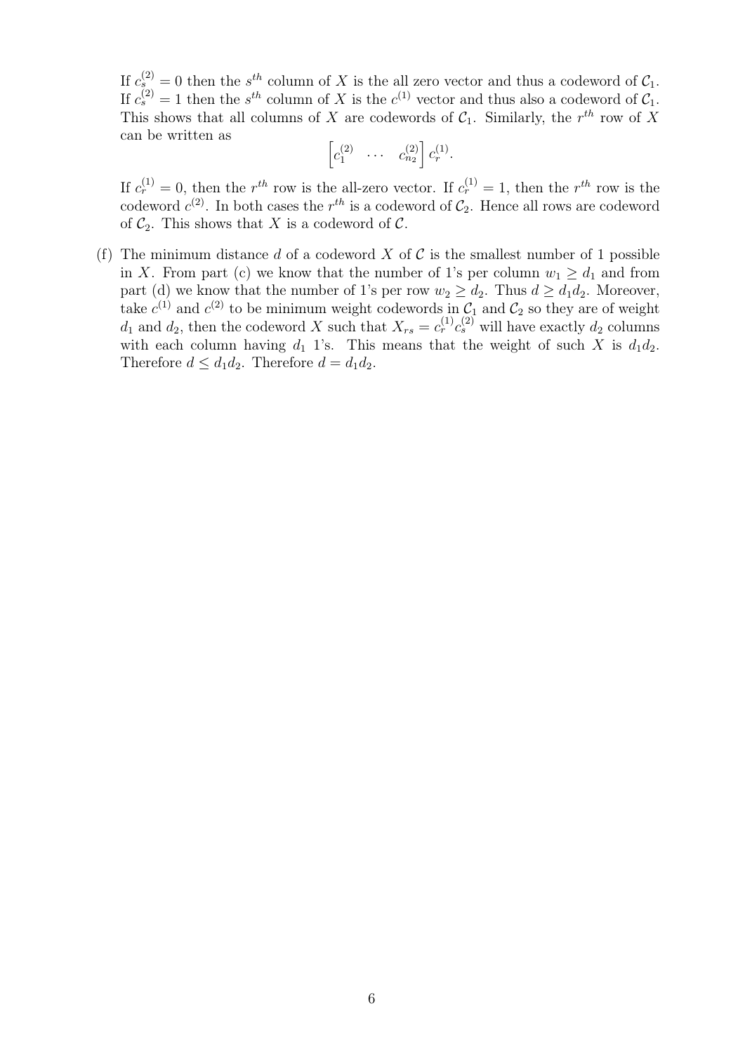If $c_s^{(2)} = 0$ then the $s^{th}$ column of $X$ is the all zero vector and thus a codeword of $\mathcal{C}_1$. If $c_s^{(2)} = 1$ then the $s^{th}$ column of $X$ is the $c^{(1)}$ vector and thus also a codeword of $\mathcal{C}_1$. This shows that all columns of $X$ are codewords of $\mathcal{C}_1$. Similarly, the $r^{th}$ row of $X$ can be written as

$$\begin{bmatrix} c_1^{(2)} & \cdots & c_{n_2}^{(2)} \end{bmatrix} c_r^{(1)}.$$

If $c_r^{(1)} = 0$, then the $r^{th}$ row is the all-zero vector. If $c_r^{(1)} = 1$, then the $r^{th}$ row is the codeword $c^{(2)}$. In both cases the $r^{th}$ is a codeword of $\mathcal{C}_2$. Hence all rows are codeword of $\mathcal{C}_2$. This shows that $X$ is a codeword of $\mathcal{C}$.

(f) The minimum distance $d$ of a codeword $X$ of $\mathcal{C}$ is the smallest number of 1 possible in $X$. From part (c) we know that the number of 1's per column $w_1 \geq d_1$ and from part (d) we know that the number of 1's per row $w_2 \geq d_2$. Thus $d \geq d_1 d_2$. Moreover, take $c^{(1)}$ and $c^{(2)}$ to be minimum weight codewords in $\mathcal{C}_1$ and $\mathcal{C}_2$ so they are of weight $d_1$ and $d_2$, then the codeword $X$ such that $X_{rs} = c_r^{(1)} c_s^{(2)}$ will have exactly $d_2$ columns with each column having $d_1$ 1's. This means that the weight of such $X$ is $d_1 d_2$. Therefore $d \leq d_1 d_2$. Therefore $d = d_1 d_2$.